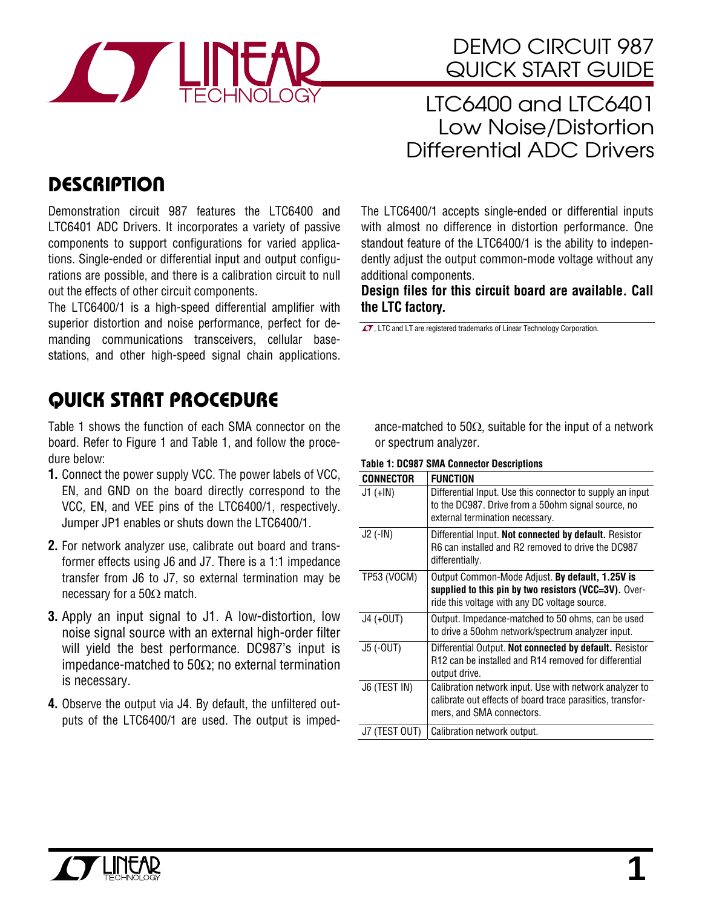# DEMO CIRCUIT 987 QUICK START GUIDE

## LTC6400 and LTC6401 Low Noise/Distortion Differential ADC Drivers

## DESCRIPTION

Demonstration circuit 987 features the LTC6400 and LTC6401 ADC Drivers. It incorporates a variety of passive components to support configurations for varied applications. Single-ended or differential input and output configurations are possible, and there is a calibration circuit to null out the effects of other circuit components.

The LTC6400/1 is a high-speed differential amplifier with superior distortion and noise performance, perfect for demanding communications transceivers, cellular basestations, and other high-speed signal chain applications.

The LTC6400/1 accepts single-ended or differential inputs with almost no difference in distortion performance. One standout feature of the LTC6400/1 is the ability to independently adjust the output common-mode voltage without any additional components.

**Design files for this circuit board are available. Call the LTC factory.**

LT, LTC and LT are registered trademarks of Linear Technology Corporation.

## QUICK START PROCEDURE

Table 1 shows the function of each SMA connector on the board. Refer to Figure 1 and Table 1, and follow the procedure below:

1. Connect the power supply VCC. The power labels of VCC, EN, and GND on the board directly correspond to the VCC, EN, and VEE pins of the LTC6400/1, respectively. Jumper JP1 enables or shuts down the LTC6400/1.
2. For network analyzer use, calibrate out board and transformer effects using J6 and J7. There is a 1:1 impedance transfer from J6 to J7, so external termination may be necessary for a 50Ω match.
3. Apply an input signal to J1. A low-distortion, low noise signal source with an external high-order filter will yield the best performance. DC987's input is impedance-matched to 50Ω; no external termination is necessary.
4. Observe the output via J4. By default, the unfiltered outputs of the LTC6400/1 are used. The output is impedance-matched to 50Ω, suitable for the input of a network or spectrum analyzer.

**Table 1: DC987 SMA Connector Descriptions**

| CONNECTOR | FUNCTION |
|---|---|
| J1 (+IN) | Differential Input. Use this connector to supply an input to the DC987. Drive from a 50ohm signal source, no external termination necessary. |
| J2 (-IN) | Differential Input. **Not connected by default.** Resistor R6 can installed and R2 removed to drive the DC987 differentially. |
| TP53 (VOCM) | Output Common-Mode Adjust. **By default, 1.25V is supplied to this pin by two resistors (VCC=3V).** Override this voltage with any DC voltage source. |
| J4 (+OUT) | Output. Impedance-matched to 50 ohms, can be used to drive a 50ohm network/spectrum analyzer input. |
| J5 (-OUT) | Differential Output. **Not connected by default.** Resistor R12 can be installed and R14 removed for differential output drive. |
| J6 (TEST IN) | Calibration network input. Use with network analyzer to calibrate out effects of board trace parasitics, transformers, and SMA connectors. |
| J7 (TEST OUT) | Calibration network output. |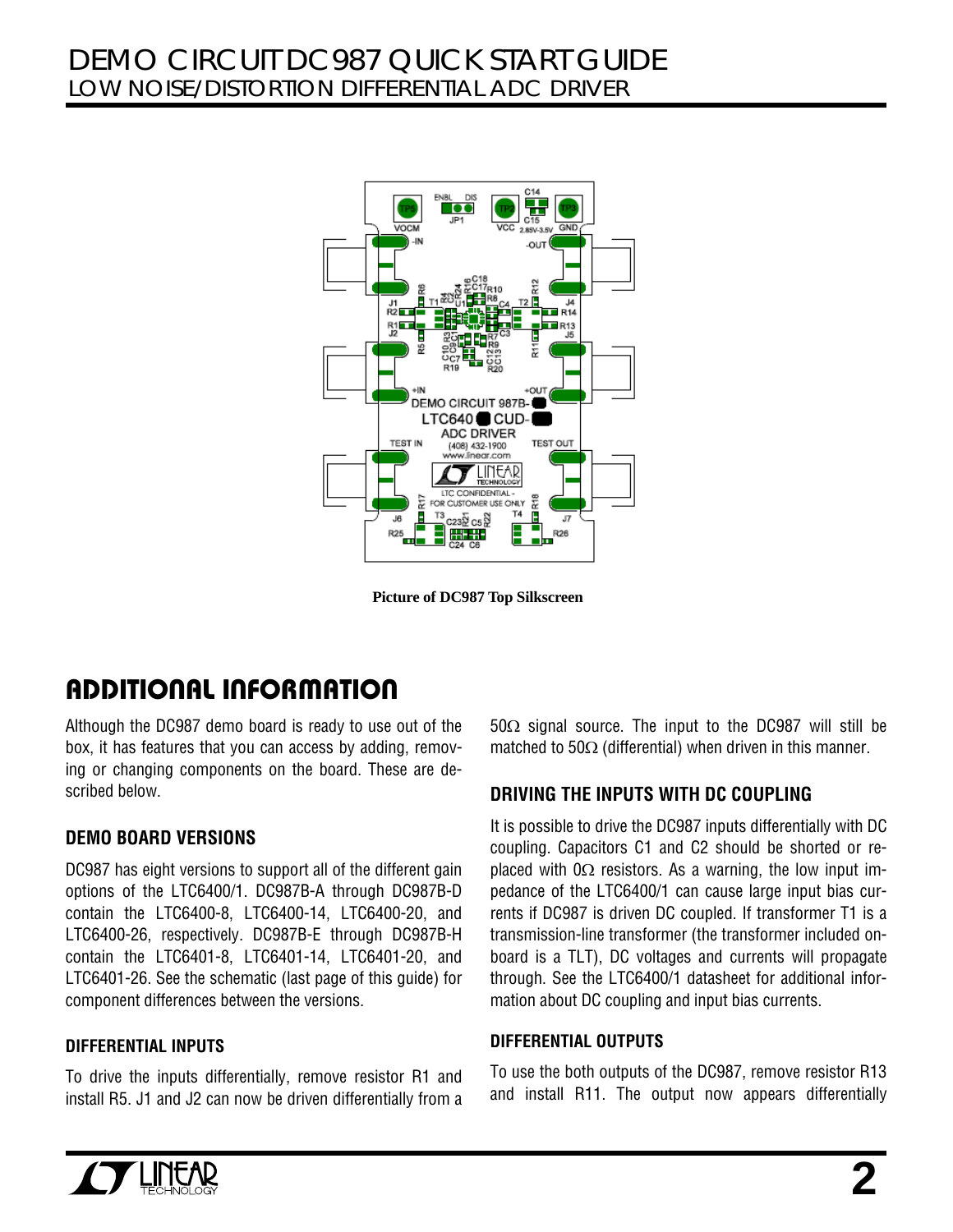Picture of DC987 Top Silkscreen

## ADDITIONAL INFORMATION

Although the DC987 demo board is ready to use out of the box, it has features that you can access by adding, removing or changing components on the board. These are described below.

### DEMO BOARD VERSIONS

DC987 has eight versions to support all of the different gain options of the LTC6400/1. DC987B-A through DC987B-D contain the LTC6400-8, LTC6400-14, LTC6400-20, and LTC6400-26, respectively. DC987B-E through DC987B-H contain the LTC6401-8, LTC6401-14, LTC6401-20, and LTC6401-26. See the schematic (last page of this guide) for component differences between the versions.

### DIFFERENTIAL INPUTS

To drive the inputs differentially, remove resistor R1 and install R5. J1 and J2 can now be driven differentially from a 50Ω signal source. The input to the DC987 will still be matched to 50Ω (differential) when driven in this manner.

### DRIVING THE INPUTS WITH DC COUPLING

It is possible to drive the DC987 inputs differentially with DC coupling. Capacitors C1 and C2 should be shorted or replaced with 0Ω resistors. As a warning, the low input impedance of the LTC6400/1 can cause large input bias currents if DC987 is driven DC coupled. If transformer T1 is a transmission-line transformer (the transformer included onboard is a TLT), DC voltages and currents will propagate through. See the LTC6400/1 datasheet for additional information about DC coupling and input bias currents.

### DIFFERENTIAL OUTPUTS

To use the both outputs of the DC987, remove resistor R13 and install R11. The output now appears differentially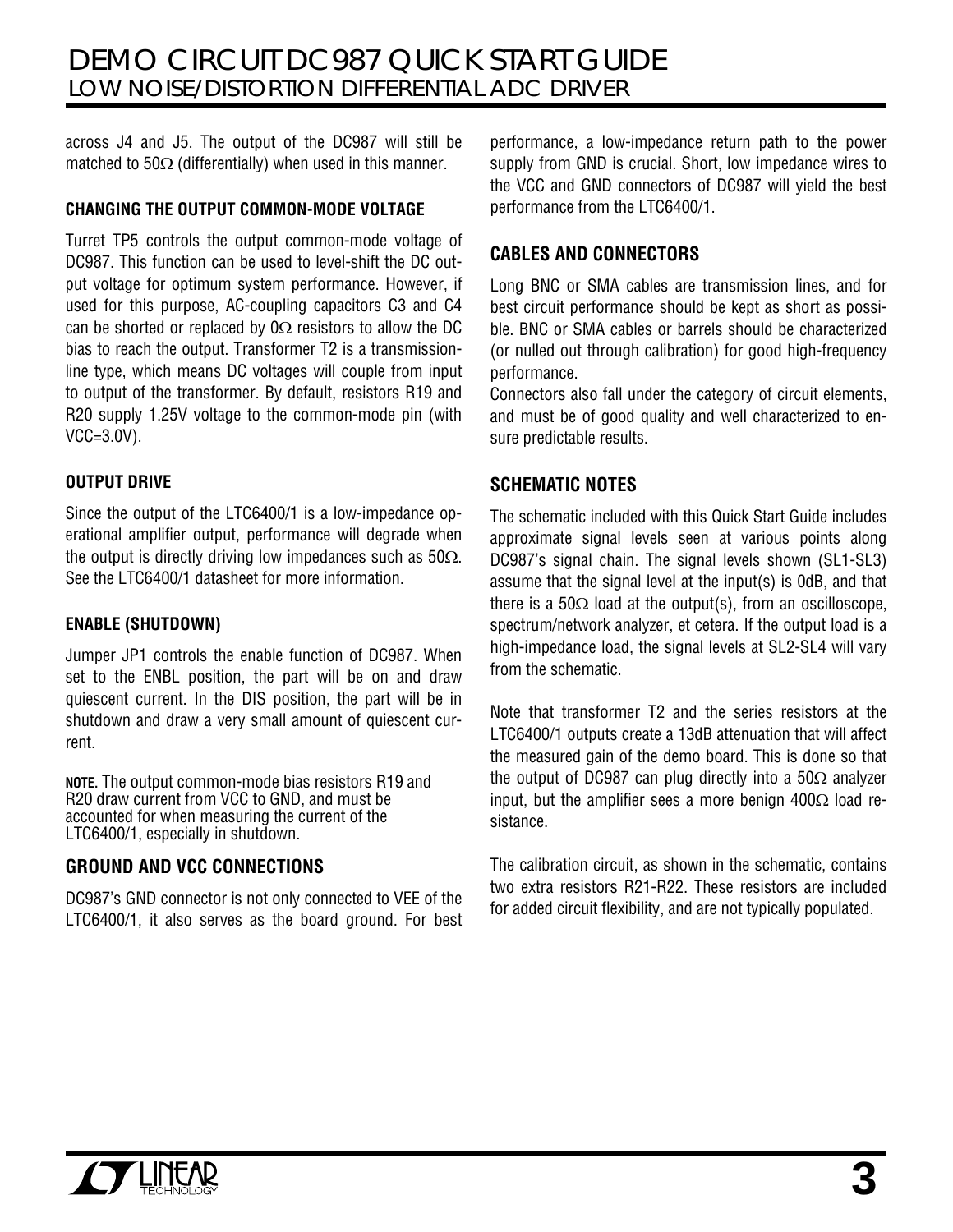across J4 and J5. The output of the DC987 will still be matched to 50Ω (differentially) when used in this manner.

### CHANGING THE OUTPUT COMMON-MODE VOLTAGE

Turret TP5 controls the output common-mode voltage of DC987. This function can be used to level-shift the DC output voltage for optimum system performance. However, if used for this purpose, AC-coupling capacitors C3 and C4 can be shorted or replaced by 0Ω resistors to allow the DC bias to reach the output. Transformer T2 is a transmission-line type, which means DC voltages will couple from input to output of the transformer. By default, resistors R19 and R20 supply 1.25V voltage to the common-mode pin (with VCC=3.0V).

### OUTPUT DRIVE

Since the output of the LTC6400/1 is a low-impedance operational amplifier output, performance will degrade when the output is directly driving low impedances such as 50Ω. See the LTC6400/1 datasheet for more information.

### ENABLE (SHUTDOWN)

Jumper JP1 controls the enable function of DC987. When set to the ENBL position, the part will be on and draw quiescent current. In the DIS position, the part will be in shutdown and draw a very small amount of quiescent current.

**NOTE.** The output common-mode bias resistors R19 and R20 draw current from VCC to GND, and must be accounted for when measuring the current of the LTC6400/1, especially in shutdown.

## GROUND AND VCC CONNECTIONS

DC987's GND connector is not only connected to VEE of the LTC6400/1, it also serves as the board ground. For best performance, a low-impedance return path to the power supply from GND is crucial. Short, low impedance wires to the VCC and GND connectors of DC987 will yield the best performance from the LTC6400/1.

## CABLES AND CONNECTORS

Long BNC or SMA cables are transmission lines, and for best circuit performance should be kept as short as possible. BNC or SMA cables or barrels should be characterized (or nulled out through calibration) for good high-frequency performance.

Connectors also fall under the category of circuit elements, and must be of good quality and well characterized to ensure predictable results.

## SCHEMATIC NOTES

The schematic included with this Quick Start Guide includes approximate signal levels seen at various points along DC987's signal chain. The signal levels shown (SL1-SL3) assume that the signal level at the input(s) is 0dB, and that there is a 50Ω load at the output(s), from an oscilloscope, spectrum/network analyzer, et cetera. If the output load is a high-impedance load, the signal levels at SL2-SL4 will vary from the schematic.

Note that transformer T2 and the series resistors at the LTC6400/1 outputs create a 13dB attenuation that will affect the measured gain of the demo board. This is done so that the output of DC987 can plug directly into a 50Ω analyzer input, but the amplifier sees a more benign 400Ω load resistance.

The calibration circuit, as shown in the schematic, contains two extra resistors R21-R22. These resistors are included for added circuit flexibility, and are not typically populated.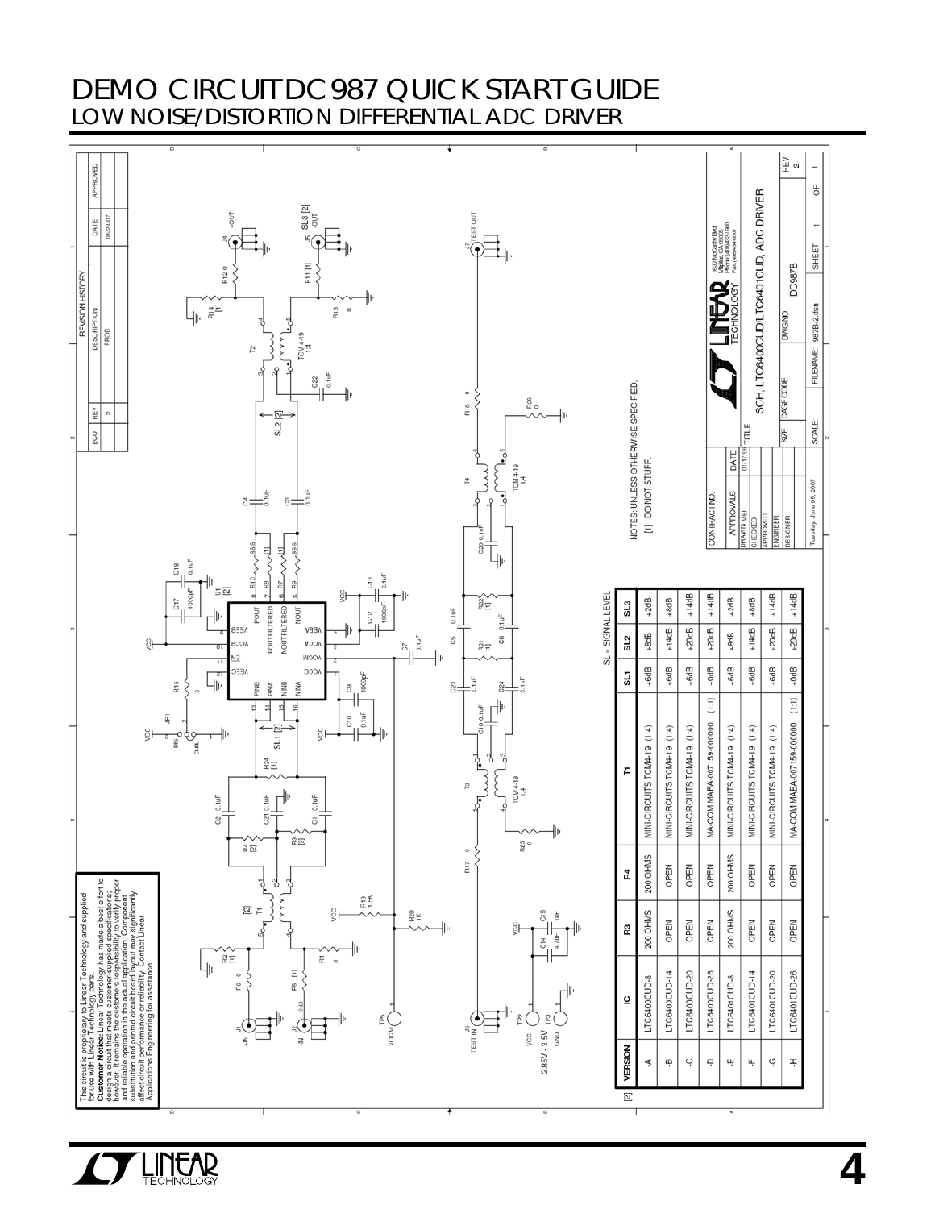# DEMO CIRCUIT DC987 QUICK START GUIDE

## LOW NOISE/DISTORTION DIFFERENTIAL ADC DRIVER

This circuit is proprietary to Linear Technology and supplied for use with Linear Technology parts.

**Customer Notice:** Linear Technology has made a best effort to design a circuit that meets customer-supplied specifications; however, it remains the customers responsibility to verify proper and reliable operation in the actual application. Component substitution and printed circuit board layout may significantly affect circuit performance or reliability. Contact Linear Applications Engineering for assistance.

REVISION HISTORY

| ECO | REV | DESCRIPTION | DATE | APPROVED |
|---|---|---|---|---|
| | 2 | PROD | 06/24/07 | |

[2]

| VERSION | IC | R3 | R4 | T1 | SL1 | SL2 | SL3 |
|---|---|---|---|---|---|---|---|
| -A | LTC6400CUD-8 | 200 OHMS | 200 OHMS | MINI-CIRCUITS TCM4-19 (1:4) | +6dB | +8dB | +2dB |
| -B | LTC6400CUD-14 | OPEN | OPEN | MINI-CIRCUITS TCM4-19 (1:4) | +6dB | +14dB | +8dB |
| -C | LTC6400CUD-20 | OPEN | OPEN | MINI-CIRCUITS TCM4-19 (1:4) | +6dB | +20dB | +14dB |
| -D | LTC6400CUD-26 | OPEN | OPEN | MA-COM MABA-007159-000000 (1:1) | +0dB | +20dB | +14dB |
| -E | LTC6401CUD-8 | 200 OHMS | 200 OHMS | MINI-CIRCUITS TCM4-19 (1:4) | +6dB | +8dB | +2dB |
| -F | LTC6401CUD-14 | OPEN | OPEN | MINI-CIRCUITS TCM4-19 (1:4) | +6dB | +14dB | +8dB |
| -G | LTC6401CUD-20 | OPEN | OPEN | MINI-CIRCUITS TCM4-19 (1:4) | +6dB | +20dB | +14dB |
| -H | LTC6401CUD-26 | OPEN | OPEN | MA-COM MABA-007159-000000 (1:1) | +0dB | +20dB | +14dB |

SL = SIGNAL LEVEL

NOTES: UNLESS OTHERWISE SPECIFIED,
[1] DO NOT STUFF.

VCC 2.85V - 3.5V

TITLE: SCH, LTC6400CUD/LTC6401CUD, ADC DRIVER

SIZE | CAGE CODE | DWG NO: DC987B | REV 2

FILENAME: 987B-2.dsn | SHEET 1 OF 1

Tuesday, June 05, 2007